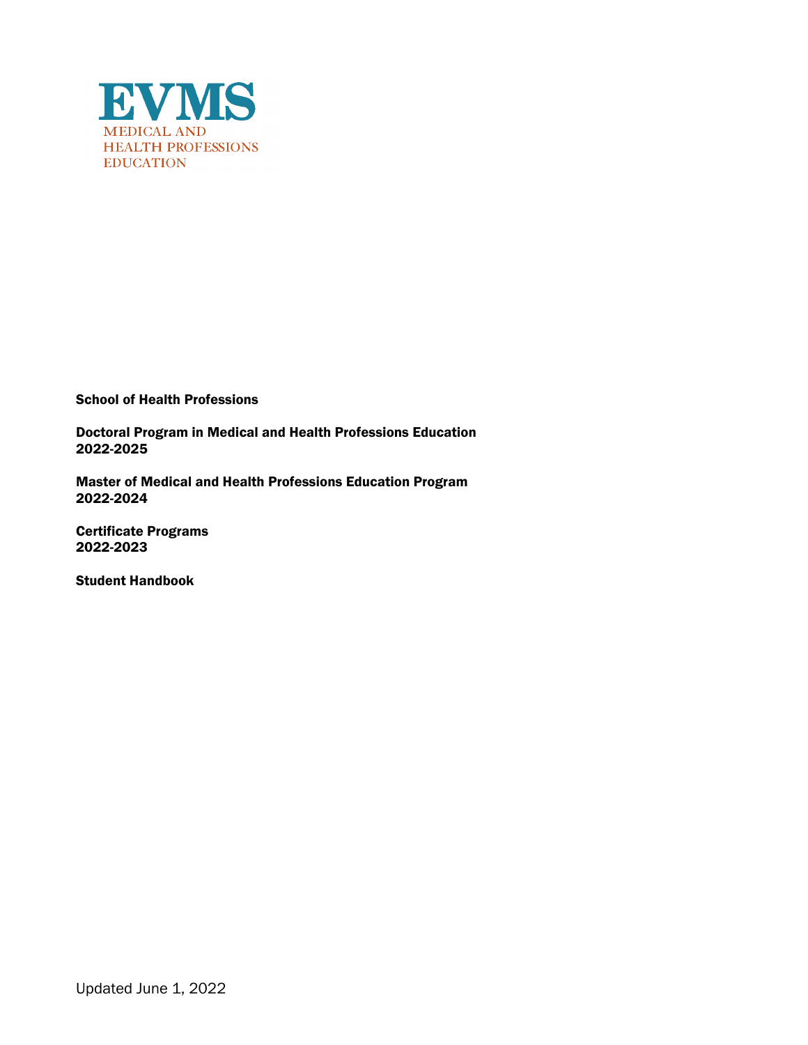# EVMS

MEDICAL AND
HEALTH PROFESSIONS
EDUCATION

**School of Health Professions**

**Doctoral Program in Medical and Health Professions Education**
**2022-2025**

**Master of Medical and Health Professions Education Program**
**2022-2024**

**Certificate Programs**
**2022-2023**

**Student Handbook**

Updated June 1, 2022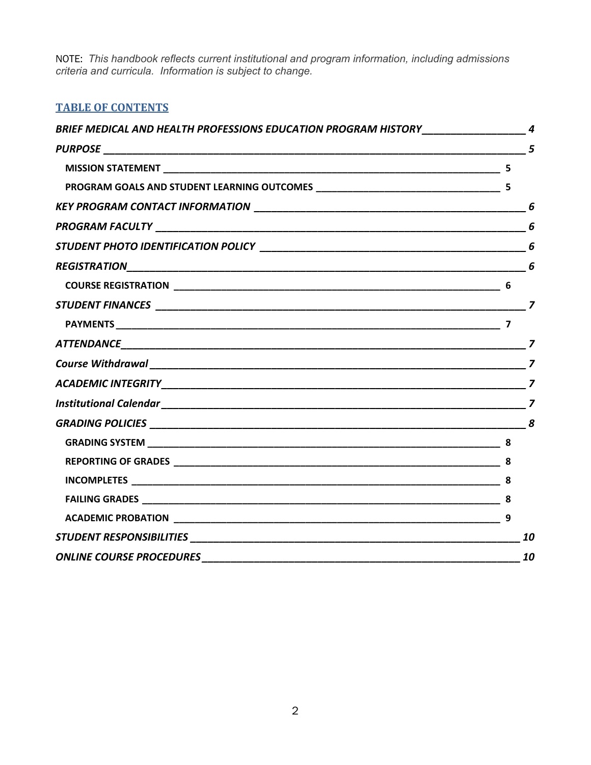NOTE: *This handbook reflects current institutional and program information, including admissions criteria and curricula. Information is subject to change.*

## TABLE OF CONTENTS

- *BRIEF MEDICAL AND HEALTH PROFESSIONS EDUCATION PROGRAM HISTORY* — 4
- *PURPOSE* — 5
  - MISSION STATEMENT — 5
  - PROGRAM GOALS AND STUDENT LEARNING OUTCOMES — 5
- *KEY PROGRAM CONTACT INFORMATION* — 6
- *PROGRAM FACULTY* — 6
- *STUDENT PHOTO IDENTIFICATION POLICY* — 6
- *REGISTRATION* — 6
  - COURSE REGISTRATION — 6
- *STUDENT FINANCES* — 7
  - PAYMENTS — 7
- *ATTENDANCE* — 7
- *Course Withdrawal* — 7
- *ACADEMIC INTEGRITY* — 7
- *Institutional Calendar* — 7
- *GRADING POLICIES* — 8
  - GRADING SYSTEM — 8
  - REPORTING OF GRADES — 8
  - INCOMPLETES — 8
  - FAILING GRADES — 8
  - ACADEMIC PROBATION — 9
- *STUDENT RESPONSIBILITIES* — 10
- *ONLINE COURSE PROCEDURES* — 10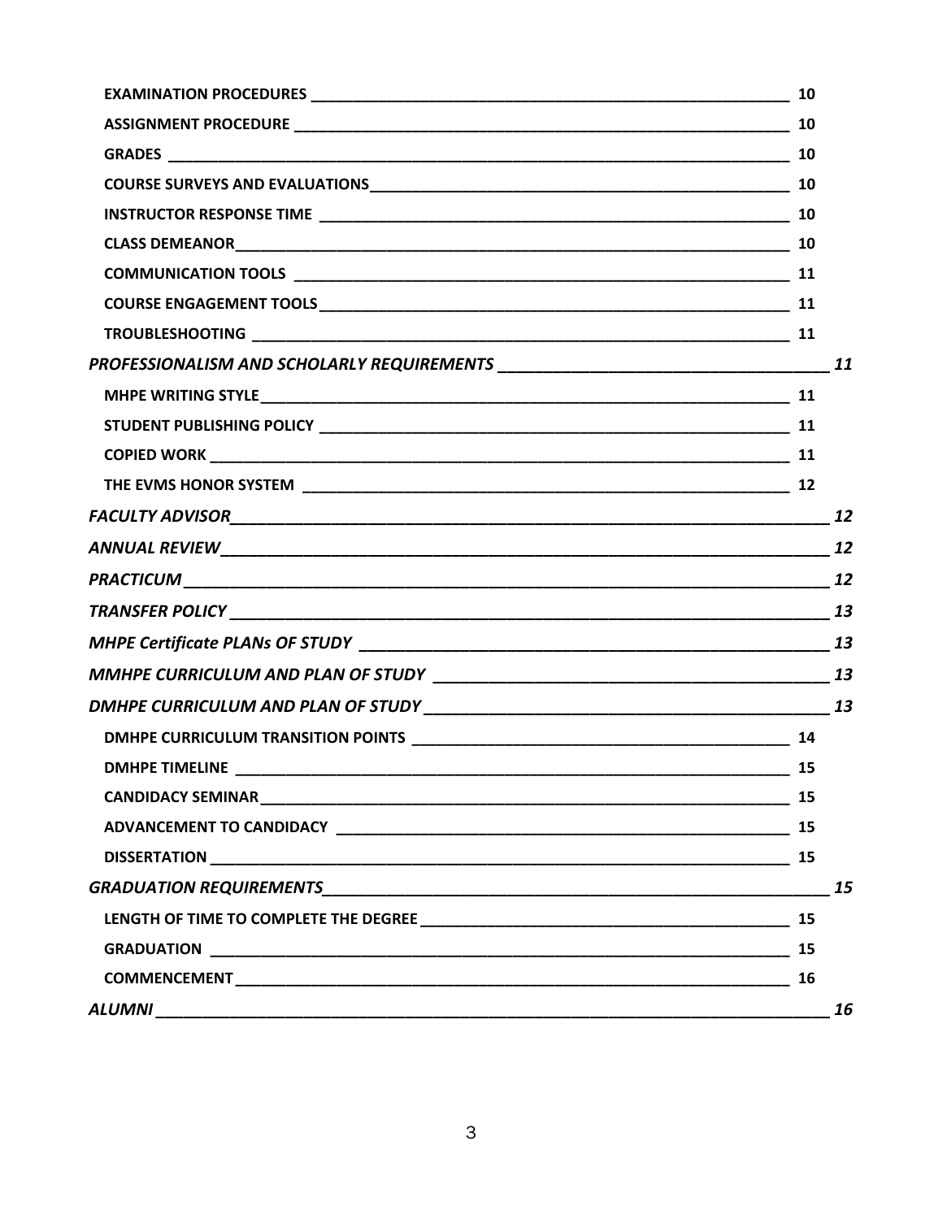**EXAMINATION PROCEDURES** ... 10
**ASSIGNMENT PROCEDURE** ... 10
**GRADES** ... 10
**COURSE SURVEYS AND EVALUATIONS** ... 10
**INSTRUCTOR RESPONSE TIME** ... 10
**CLASS DEMEANOR** ... 10
**COMMUNICATION TOOLS** ... 11
**COURSE ENGAGEMENT TOOLS** ... 11
**TROUBLESHOOTING** ... 11

***PROFESSIONALISM AND SCHOLARLY REQUIREMENTS*** ... *11*

**MHPE WRITING STYLE** ... 11
**STUDENT PUBLISHING POLICY** ... 11
**COPIED WORK** ... 11
**THE EVMS HONOR SYSTEM** ... 12

***FACULTY ADVISOR*** ... *12*

***ANNUAL REVIEW*** ... *12*

***PRACTICUM*** ... *12*

***TRANSFER POLICY*** ... *13*

***MHPE Certificate PLANs OF STUDY*** ... *13*

***MMHPE CURRICULUM AND PLAN OF STUDY*** ... *13*

***DMHPE CURRICULUM AND PLAN OF STUDY*** ... *13*

**DMHPE CURRICULUM TRANSITION POINTS** ... 14
**DMHPE TIMELINE** ... 15
**CANDIDACY SEMINAR** ... 15
**ADVANCEMENT TO CANDIDACY** ... 15
**DISSERTATION** ... 15

***GRADUATION REQUIREMENTS*** ... *15*

**LENGTH OF TIME TO COMPLETE THE DEGREE** ... 15
**GRADUATION** ... 15
**COMMENCEMENT** ... 16

***ALUMNI*** ... *16*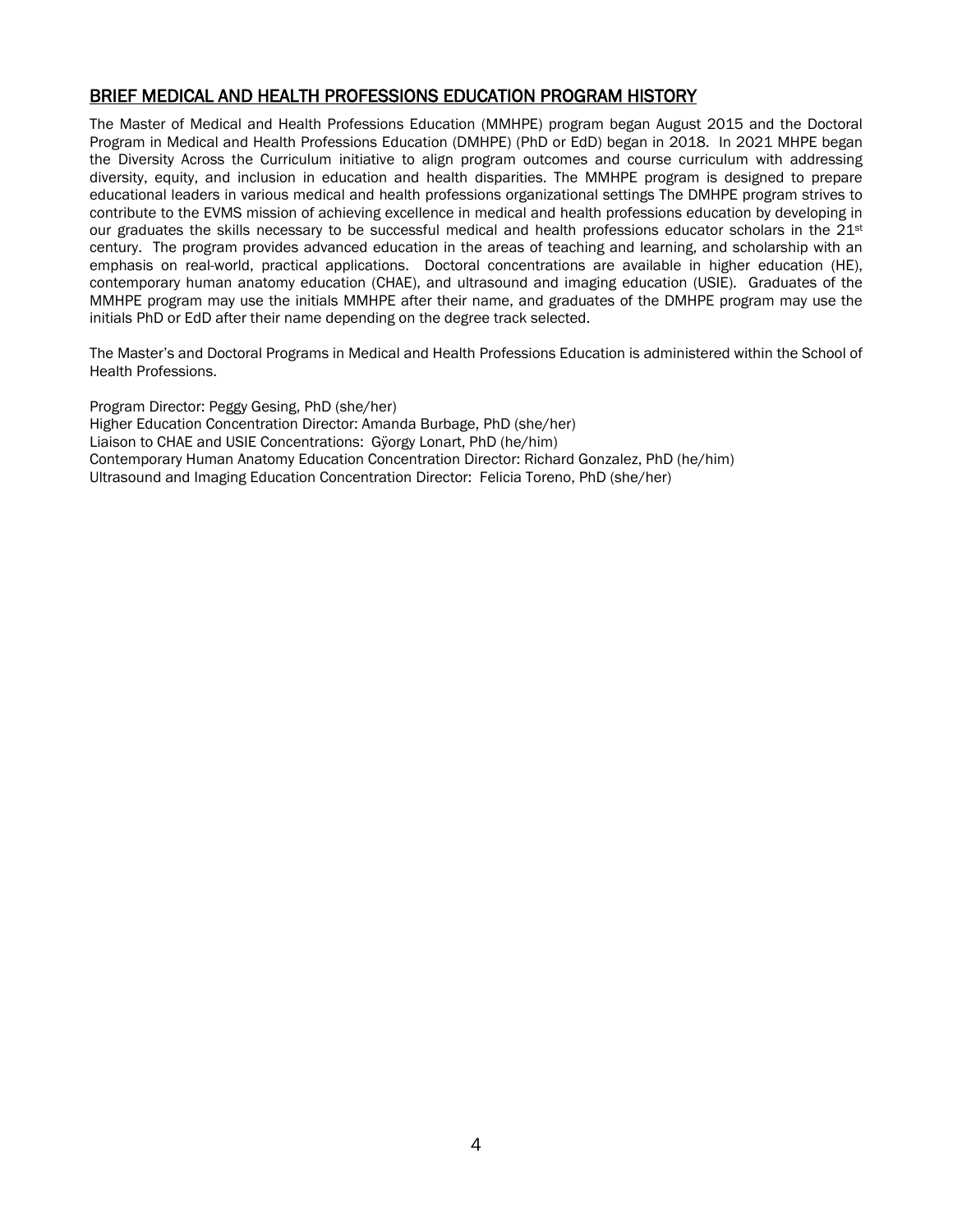## BRIEF MEDICAL AND HEALTH PROFESSIONS EDUCATION PROGRAM HISTORY

The Master of Medical and Health Professions Education (MMHPE) program began August 2015 and the Doctoral Program in Medical and Health Professions Education (DMHPE) (PhD or EdD) began in 2018. In 2021 MHPE began the Diversity Across the Curriculum initiative to align program outcomes and course curriculum with addressing diversity, equity, and inclusion in education and health disparities. The MMHPE program is designed to prepare educational leaders in various medical and health professions organizational settings The DMHPE program strives to contribute to the EVMS mission of achieving excellence in medical and health professions education by developing in our graduates the skills necessary to be successful medical and health professions educator scholars in the 21st century. The program provides advanced education in the areas of teaching and learning, and scholarship with an emphasis on real-world, practical applications. Doctoral concentrations are available in higher education (HE), contemporary human anatomy education (CHAE), and ultrasound and imaging education (USIE). Graduates of the MMHPE program may use the initials MMHPE after their name, and graduates of the DMHPE program may use the initials PhD or EdD after their name depending on the degree track selected.

The Master's and Doctoral Programs in Medical and Health Professions Education is administered within the School of Health Professions.

Program Director: Peggy Gesing, PhD (she/her)
Higher Education Concentration Director: Amanda Burbage, PhD (she/her)
Liaison to CHAE and USIE Concentrations: Gÿorgy Lonart, PhD (he/him)
Contemporary Human Anatomy Education Concentration Director: Richard Gonzalez, PhD (he/him)
Ultrasound and Imaging Education Concentration Director: Felicia Toreno, PhD (she/her)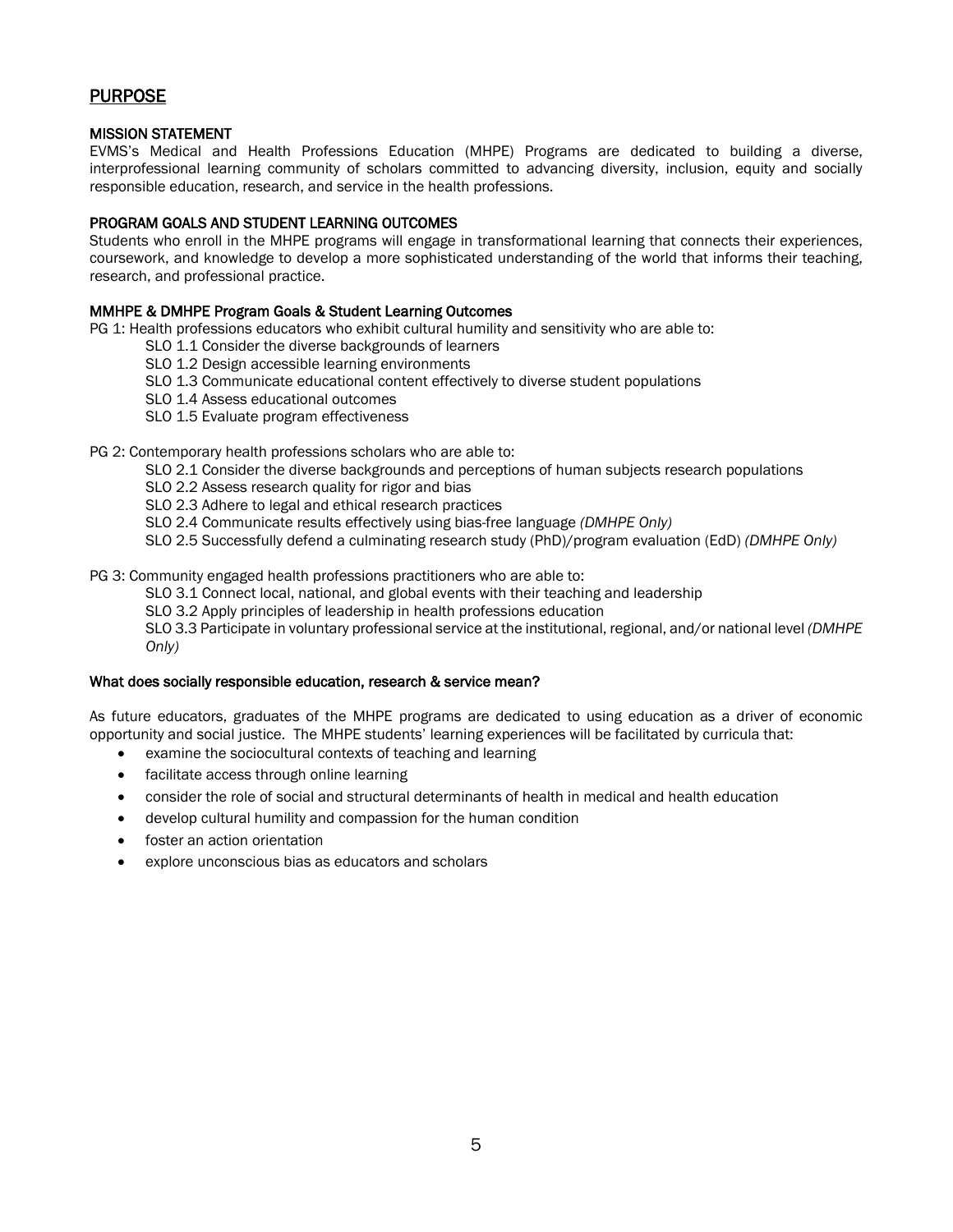## PURPOSE

### MISSION STATEMENT

EVMS's Medical and Health Professions Education (MHPE) Programs are dedicated to building a diverse, interprofessional learning community of scholars committed to advancing diversity, inclusion, equity and socially responsible education, research, and service in the health professions.

### PROGRAM GOALS AND STUDENT LEARNING OUTCOMES

Students who enroll in the MHPE programs will engage in transformational learning that connects their experiences, coursework, and knowledge to develop a more sophisticated understanding of the world that informs their teaching, research, and professional practice.

### MMHPE & DMHPE Program Goals & Student Learning Outcomes

PG 1: Health professions educators who exhibit cultural humility and sensitivity who are able to:

- SLO 1.1 Consider the diverse backgrounds of learners
- SLO 1.2 Design accessible learning environments
- SLO 1.3 Communicate educational content effectively to diverse student populations
- SLO 1.4 Assess educational outcomes
- SLO 1.5 Evaluate program effectiveness

PG 2: Contemporary health professions scholars who are able to:

- SLO 2.1 Consider the diverse backgrounds and perceptions of human subjects research populations
- SLO 2.2 Assess research quality for rigor and bias
- SLO 2.3 Adhere to legal and ethical research practices
- SLO 2.4 Communicate results effectively using bias-free language *(DMHPE Only)*
- SLO 2.5 Successfully defend a culminating research study (PhD)/program evaluation (EdD) *(DMHPE Only)*

PG 3: Community engaged health professions practitioners who are able to:

- SLO 3.1 Connect local, national, and global events with their teaching and leadership
- SLO 3.2 Apply principles of leadership in health professions education
- SLO 3.3 Participate in voluntary professional service at the institutional, regional, and/or national level *(DMHPE Only)*

### What does socially responsible education, research & service mean?

As future educators, graduates of the MHPE programs are dedicated to using education as a driver of economic opportunity and social justice. The MHPE students' learning experiences will be facilitated by curricula that:

- examine the sociocultural contexts of teaching and learning
- facilitate access through online learning
- consider the role of social and structural determinants of health in medical and health education
- develop cultural humility and compassion for the human condition
- foster an action orientation
- explore unconscious bias as educators and scholars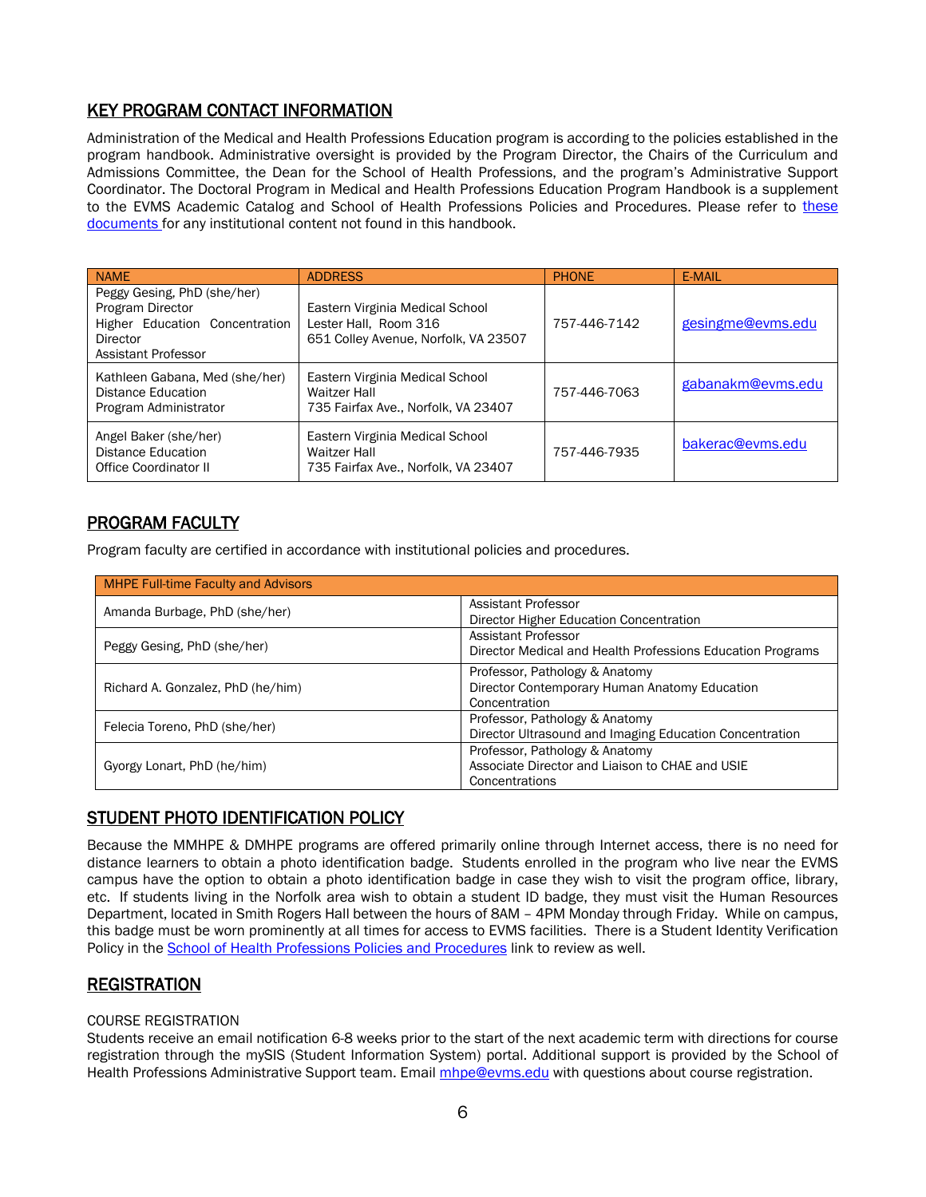## KEY PROGRAM CONTACT INFORMATION

Administration of the Medical and Health Professions Education program is according to the policies established in the program handbook. Administrative oversight is provided by the Program Director, the Chairs of the Curriculum and Admissions Committee, the Dean for the School of Health Professions, and the program's Administrative Support Coordinator. The Doctoral Program in Medical and Health Professions Education Program Handbook is a supplement to the EVMS Academic Catalog and School of Health Professions Policies and Procedures. Please refer to these documents for any institutional content not found in this handbook.

| NAME | ADDRESS | PHONE | E-MAIL |
|---|---|---|---|
| Peggy Gesing, PhD (she/her)<br>Program Director<br>Higher Education Concentration Director<br>Assistant Professor | Eastern Virginia Medical School<br>Lester Hall, Room 316<br>651 Colley Avenue, Norfolk, VA 23507 | 757-446-7142 | gesingme@evms.edu |
| Kathleen Gabana, Med (she/her)<br>Distance Education<br>Program Administrator | Eastern Virginia Medical School<br>Waitzer Hall<br>735 Fairfax Ave., Norfolk, VA 23407 | 757-446-7063 | gabanakm@evms.edu |
| Angel Baker (she/her)<br>Distance Education<br>Office Coordinator II | Eastern Virginia Medical School<br>Waitzer Hall<br>735 Fairfax Ave., Norfolk, VA 23407 | 757-446-7935 | bakerac@evms.edu |

## PROGRAM FACULTY

Program faculty are certified in accordance with institutional policies and procedures.

| MHPE Full-time Faculty and Advisors | |
|---|---|
| Amanda Burbage, PhD (she/her) | Assistant Professor<br>Director Higher Education Concentration |
| Peggy Gesing, PhD (she/her) | Assistant Professor<br>Director Medical and Health Professions Education Programs |
| Richard A. Gonzalez, PhD (he/him) | Professor, Pathology & Anatomy<br>Director Contemporary Human Anatomy Education Concentration |
| Felecia Toreno, PhD (she/her) | Professor, Pathology & Anatomy<br>Director Ultrasound and Imaging Education Concentration |
| Gyorgy Lonart, PhD (he/him) | Professor, Pathology & Anatomy<br>Associate Director and Liaison to CHAE and USIE Concentrations |

## STUDENT PHOTO IDENTIFICATION POLICY

Because the MMHPE & DMHPE programs are offered primarily online through Internet access, there is no need for distance learners to obtain a photo identification badge. Students enrolled in the program who live near the EVMS campus have the option to obtain a photo identification badge in case they wish to visit the program office, library, etc. If students living in the Norfolk area wish to obtain a student ID badge, they must visit the Human Resources Department, located in Smith Rogers Hall between the hours of 8AM – 4PM Monday through Friday. While on campus, this badge must be worn prominently at all times for access to EVMS facilities. There is a Student Identity Verification Policy in the School of Health Professions Policies and Procedures link to review as well.

## REGISTRATION

COURSE REGISTRATION

Students receive an email notification 6-8 weeks prior to the start of the next academic term with directions for course registration through the mySIS (Student Information System) portal. Additional support is provided by the School of Health Professions Administrative Support team. Email mhpe@evms.edu with questions about course registration.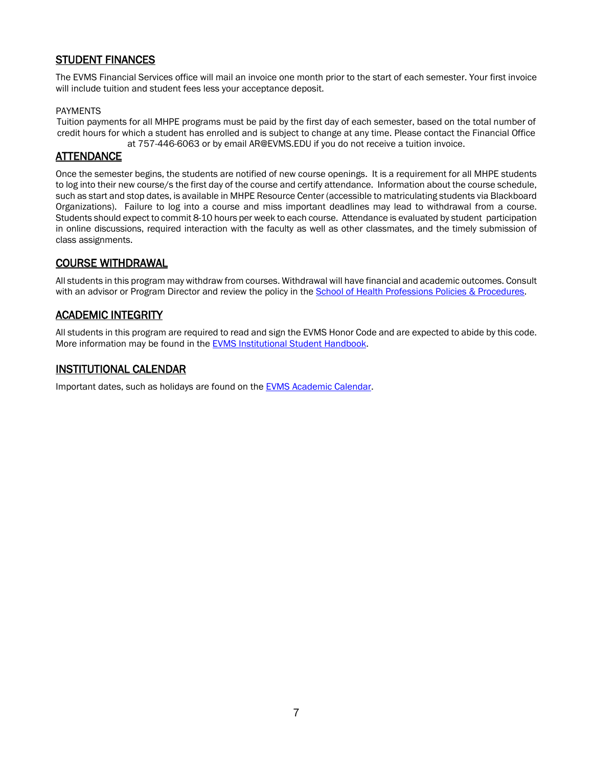## STUDENT FINANCES

The EVMS Financial Services office will mail an invoice one month prior to the start of each semester. Your first invoice will include tuition and student fees less your acceptance deposit.

PAYMENTS

Tuition payments for all MHPE programs must be paid by the first day of each semester, based on the total number of credit hours for which a student has enrolled and is subject to change at any time. Please contact the Financial Office at 757-446-6063 or by email AR@EVMS.EDU if you do not receive a tuition invoice.

## ATTENDANCE

Once the semester begins, the students are notified of new course openings. It is a requirement for all MHPE students to log into their new course/s the first day of the course and certify attendance. Information about the course schedule, such as start and stop dates, is available in MHPE Resource Center (accessible to matriculating students via Blackboard Organizations). Failure to log into a course and miss important deadlines may lead to withdrawal from a course. Students should expect to commit 8-10 hours per week to each course. Attendance is evaluated by student participation in online discussions, required interaction with the faculty as well as other classmates, and the timely submission of class assignments.

## COURSE WITHDRAWAL

All students in this program may withdraw from courses. Withdrawal will have financial and academic outcomes. Consult with an advisor or Program Director and review the policy in the School of Health Professions Policies & Procedures.

## ACADEMIC INTEGRITY

All students in this program are required to read and sign the EVMS Honor Code and are expected to abide by this code. More information may be found in the EVMS Institutional Student Handbook.

## INSTITUTIONAL CALENDAR

Important dates, such as holidays are found on the EVMS Academic Calendar.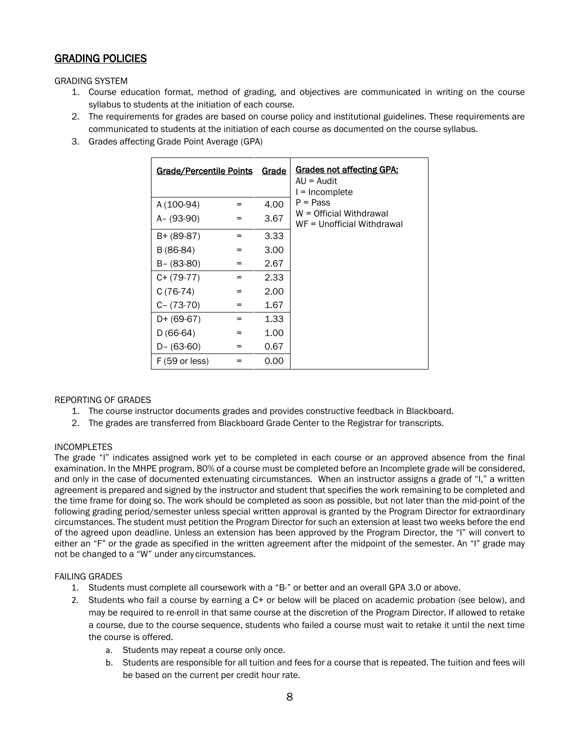## GRADING POLICIES

GRADING SYSTEM

1. Course education format, method of grading, and objectives are communicated in writing on the course syllabus to students at the initiation of each course.
2. The requirements for grades are based on course policy and institutional guidelines. These requirements are communicated to students at the initiation of each course as documented on the course syllabus.
3. Grades affecting Grade Point Average (GPA)

| Grade/Percentile Points | | Grade | Grades not affecting GPA: |
|---|---|---|---|
| A (100-94) | = | 4.00 | AU = Audit |
| A– (93-90) | = | 3.67 | I = Incomplete |
| B+ (89-87) | = | 3.33 | P = Pass |
| B (86-84) | = | 3.00 | W = Official Withdrawal |
| B– (83-80) | = | 2.67 | WF = Unofficial Withdrawal |
| C+ (79-77) | = | 2.33 | |
| C (76-74) | = | 2.00 | |
| C– (73-70) | = | 1.67 | |
| D+ (69-67) | = | 1.33 | |
| D (66-64) | = | 1.00 | |
| D– (63-60) | = | 0.67 | |
| F (59 or less) | = | 0.00 | |

REPORTING OF GRADES

1. The course instructor documents grades and provides constructive feedback in Blackboard.
2. The grades are transferred from Blackboard Grade Center to the Registrar for transcripts.

INCOMPLETES

The grade "I" indicates assigned work yet to be completed in each course or an approved absence from the final examination. In the MHPE program, 80% of a course must be completed before an Incomplete grade will be considered, and only in the case of documented extenuating circumstances. When an instructor assigns a grade of "I," a written agreement is prepared and signed by the instructor and student that specifies the work remaining to be completed and the time frame for doing so. The work should be completed as soon as possible, but not later than the mid-point of the following grading period/semester unless special written approval is granted by the Program Director for extraordinary circumstances. The student must petition the Program Director for such an extension at least two weeks before the end of the agreed upon deadline. Unless an extension has been approved by the Program Director, the "I" will convert to either an "F" or the grade as specified in the written agreement after the midpoint of the semester. An "I" grade may not be changed to a "W" under any circumstances.

FAILING GRADES

1. Students must complete all coursework with a "B-" or better and an overall GPA 3.0 or above.
2. Students who fail a course by earning a C+ or below will be placed on academic probation (see below), and may be required to re-enroll in that same course at the discretion of the Program Director. If allowed to retake a course, due to the course sequence, students who failed a course must wait to retake it until the next time the course is offered.
   a. Students may repeat a course only once.
   b. Students are responsible for all tuition and fees for a course that is repeated. The tuition and fees will be based on the current per credit hour rate.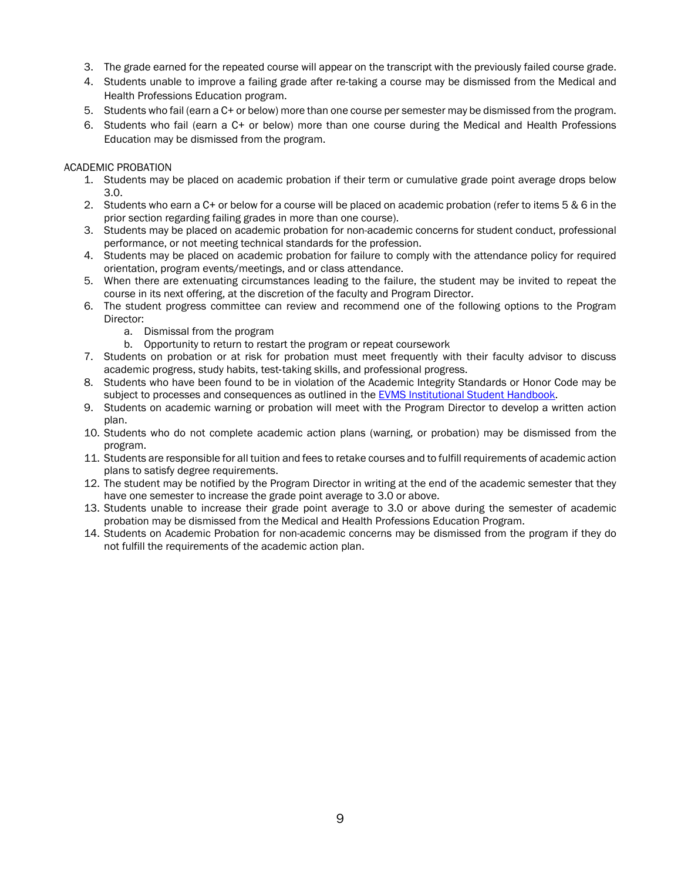3. The grade earned for the repeated course will appear on the transcript with the previously failed course grade.
4. Students unable to improve a failing grade after re-taking a course may be dismissed from the Medical and Health Professions Education program.
5. Students who fail (earn a C+ or below) more than one course per semester may be dismissed from the program.
6. Students who fail (earn a C+ or below) more than one course during the Medical and Health Professions Education may be dismissed from the program.

ACADEMIC PROBATION

1. Students may be placed on academic probation if their term or cumulative grade point average drops below 3.0.
2. Students who earn a C+ or below for a course will be placed on academic probation (refer to items 5 & 6 in the prior section regarding failing grades in more than one course).
3. Students may be placed on academic probation for non-academic concerns for student conduct, professional performance, or not meeting technical standards for the profession.
4. Students may be placed on academic probation for failure to comply with the attendance policy for required orientation, program events/meetings, and or class attendance.
5. When there are extenuating circumstances leading to the failure, the student may be invited to repeat the course in its next offering, at the discretion of the faculty and Program Director.
6. The student progress committee can review and recommend one of the following options to the Program Director:
   a. Dismissal from the program
   b. Opportunity to return to restart the program or repeat coursework
7. Students on probation or at risk for probation must meet frequently with their faculty advisor to discuss academic progress, study habits, test-taking skills, and professional progress.
8. Students who have been found to be in violation of the Academic Integrity Standards or Honor Code may be subject to processes and consequences as outlined in the EVMS Institutional Student Handbook.
9. Students on academic warning or probation will meet with the Program Director to develop a written action plan.
10. Students who do not complete academic action plans (warning, or probation) may be dismissed from the program.
11. Students are responsible for all tuition and fees to retake courses and to fulfill requirements of academic action plans to satisfy degree requirements.
12. The student may be notified by the Program Director in writing at the end of the academic semester that they have one semester to increase the grade point average to 3.0 or above.
13. Students unable to increase their grade point average to 3.0 or above during the semester of academic probation may be dismissed from the Medical and Health Professions Education Program.
14. Students on Academic Probation for non-academic concerns may be dismissed from the program if they do not fulfill the requirements of the academic action plan.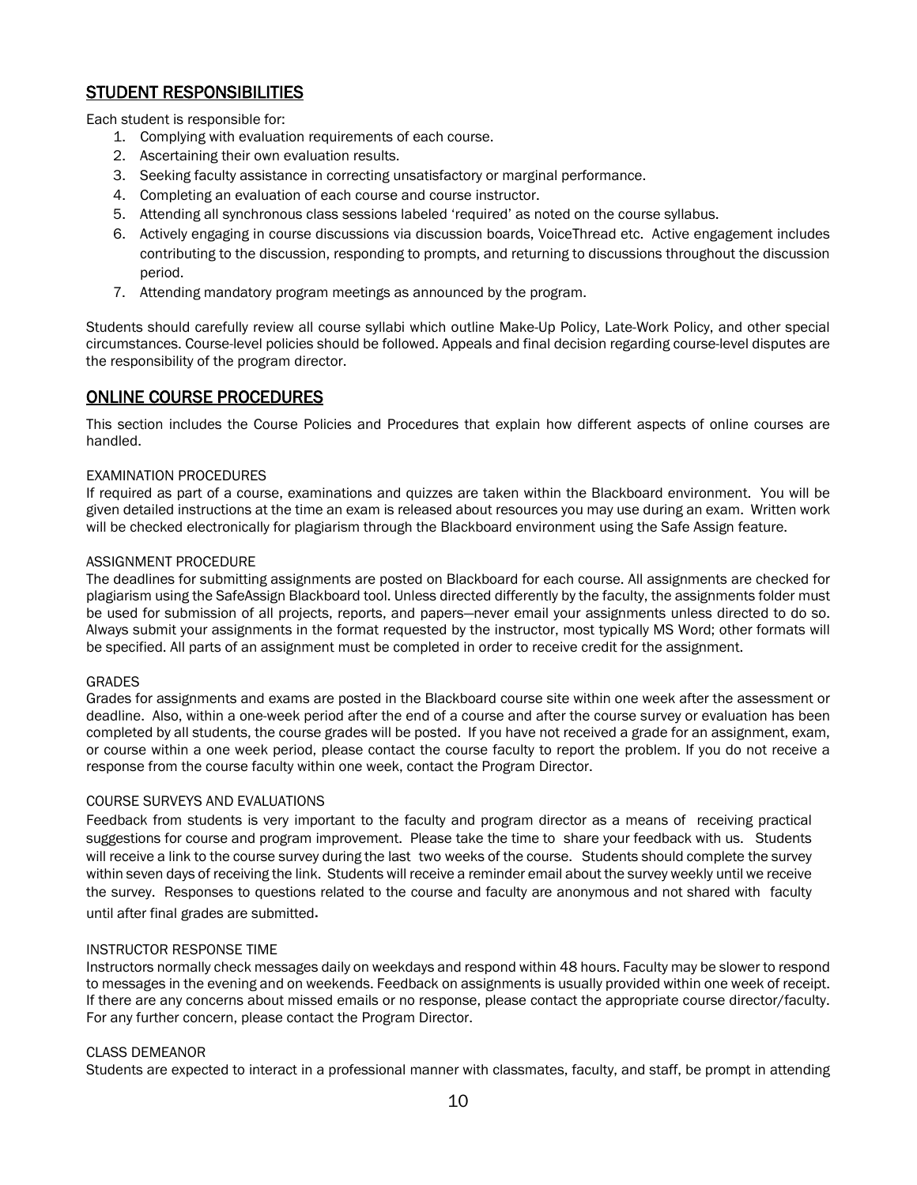## STUDENT RESPONSIBILITIES

Each student is responsible for:

1. Complying with evaluation requirements of each course.
2. Ascertaining their own evaluation results.
3. Seeking faculty assistance in correcting unsatisfactory or marginal performance.
4. Completing an evaluation of each course and course instructor.
5. Attending all synchronous class sessions labeled 'required' as noted on the course syllabus.
6. Actively engaging in course discussions via discussion boards, VoiceThread etc. Active engagement includes contributing to the discussion, responding to prompts, and returning to discussions throughout the discussion period.
7. Attending mandatory program meetings as announced by the program.

Students should carefully review all course syllabi which outline Make-Up Policy, Late-Work Policy, and other special circumstances. Course-level policies should be followed. Appeals and final decision regarding course-level disputes are the responsibility of the program director.

## ONLINE COURSE PROCEDURES

This section includes the Course Policies and Procedures that explain how different aspects of online courses are handled.

### EXAMINATION PROCEDURES

If required as part of a course, examinations and quizzes are taken within the Blackboard environment. You will be given detailed instructions at the time an exam is released about resources you may use during an exam. Written work will be checked electronically for plagiarism through the Blackboard environment using the Safe Assign feature.

### ASSIGNMENT PROCEDURE

The deadlines for submitting assignments are posted on Blackboard for each course. All assignments are checked for plagiarism using the SafeAssign Blackboard tool. Unless directed differently by the faculty, the assignments folder must be used for submission of all projects, reports, and papers—never email your assignments unless directed to do so. Always submit your assignments in the format requested by the instructor, most typically MS Word; other formats will be specified. All parts of an assignment must be completed in order to receive credit for the assignment.

### GRADES

Grades for assignments and exams are posted in the Blackboard course site within one week after the assessment or deadline. Also, within a one-week period after the end of a course and after the course survey or evaluation has been completed by all students, the course grades will be posted. If you have not received a grade for an assignment, exam, or course within a one week period, please contact the course faculty to report the problem. If you do not receive a response from the course faculty within one week, contact the Program Director.

### COURSE SURVEYS AND EVALUATIONS

Feedback from students is very important to the faculty and program director as a means of receiving practical suggestions for course and program improvement. Please take the time to share your feedback with us. Students will receive a link to the course survey during the last two weeks of the course. Students should complete the survey within seven days of receiving the link. Students will receive a reminder email about the survey weekly until we receive the survey. Responses to questions related to the course and faculty are anonymous and not shared with faculty until after final grades are submitted.

### INSTRUCTOR RESPONSE TIME

Instructors normally check messages daily on weekdays and respond within 48 hours. Faculty may be slower to respond to messages in the evening and on weekends. Feedback on assignments is usually provided within one week of receipt. If there are any concerns about missed emails or no response, please contact the appropriate course director/faculty. For any further concern, please contact the Program Director.

### CLASS DEMEANOR

Students are expected to interact in a professional manner with classmates, faculty, and staff, be prompt in attending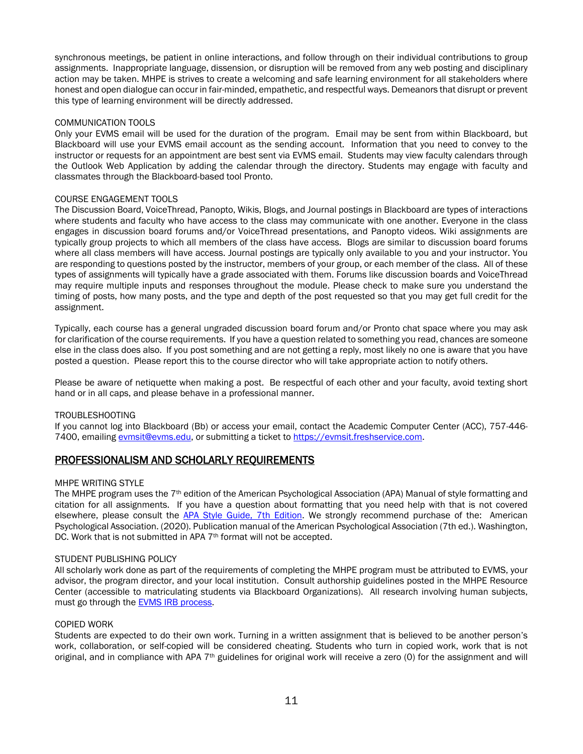synchronous meetings, be patient in online interactions, and follow through on their individual contributions to group assignments. Inappropriate language, dissension, or disruption will be removed from any web posting and disciplinary action may be taken. MHPE is strives to create a welcoming and safe learning environment for all stakeholders where honest and open dialogue can occur in fair-minded, empathetic, and respectful ways. Demeanors that disrupt or prevent this type of learning environment will be directly addressed.

COMMUNICATION TOOLS

Only your EVMS email will be used for the duration of the program. Email may be sent from within Blackboard, but Blackboard will use your EVMS email account as the sending account. Information that you need to convey to the instructor or requests for an appointment are best sent via EVMS email. Students may view faculty calendars through the Outlook Web Application by adding the calendar through the directory. Students may engage with faculty and classmates through the Blackboard-based tool Pronto.

COURSE ENGAGEMENT TOOLS

The Discussion Board, VoiceThread, Panopto, Wikis, Blogs, and Journal postings in Blackboard are types of interactions where students and faculty who have access to the class may communicate with one another. Everyone in the class engages in discussion board forums and/or VoiceThread presentations, and Panopto videos. Wiki assignments are typically group projects to which all members of the class have access. Blogs are similar to discussion board forums where all class members will have access. Journal postings are typically only available to you and your instructor. You are responding to questions posted by the instructor, members of your group, or each member of the class. All of these types of assignments will typically have a grade associated with them. Forums like discussion boards and VoiceThread may require multiple inputs and responses throughout the module. Please check to make sure you understand the timing of posts, how many posts, and the type and depth of the post requested so that you may get full credit for the assignment.

Typically, each course has a general ungraded discussion board forum and/or Pronto chat space where you may ask for clarification of the course requirements. If you have a question related to something you read, chances are someone else in the class does also. If you post something and are not getting a reply, most likely no one is aware that you have posted a question. Please report this to the course director who will take appropriate action to notify others.

Please be aware of netiquette when making a post. Be respectful of each other and your faculty, avoid texting short hand or in all caps, and please behave in a professional manner.

TROUBLESHOOTING

If you cannot log into Blackboard (Bb) or access your email, contact the Academic Computer Center (ACC), 757-446-7400, emailing evmsit@evms.edu, or submitting a ticket to https://evmsit.freshservice.com.

## PROFESSIONALISM AND SCHOLARLY REQUIREMENTS

MHPE WRITING STYLE

The MHPE program uses the 7th edition of the American Psychological Association (APA) Manual of style formatting and citation for all assignments. If you have a question about formatting that you need help with that is not covered elsewhere, please consult the APA Style Guide, 7th Edition. We strongly recommend purchase of the: American Psychological Association. (2020). Publication manual of the American Psychological Association (7th ed.). Washington, DC. Work that is not submitted in APA 7th format will not be accepted.

STUDENT PUBLISHING POLICY

All scholarly work done as part of the requirements of completing the MHPE program must be attributed to EVMS, your advisor, the program director, and your local institution. Consult authorship guidelines posted in the MHPE Resource Center (accessible to matriculating students via Blackboard Organizations). All research involving human subjects, must go through the EVMS IRB process.

COPIED WORK

Students are expected to do their own work. Turning in a written assignment that is believed to be another person's work, collaboration, or self-copied will be considered cheating. Students who turn in copied work, work that is not original, and in compliance with APA 7th guidelines for original work will receive a zero (0) for the assignment and will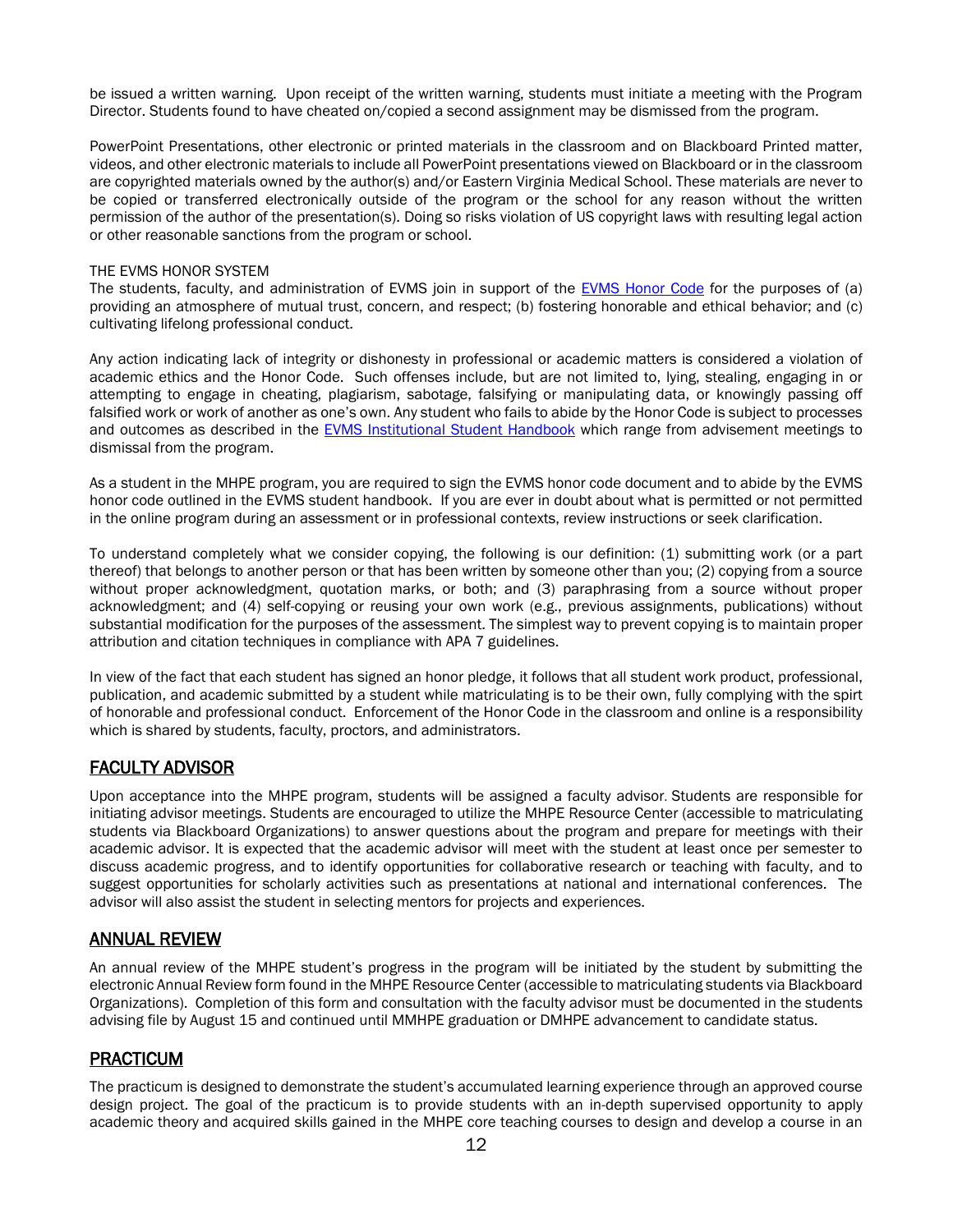be issued a written warning. Upon receipt of the written warning, students must initiate a meeting with the Program Director. Students found to have cheated on/copied a second assignment may be dismissed from the program.

PowerPoint Presentations, other electronic or printed materials in the classroom and on Blackboard Printed matter, videos, and other electronic materials to include all PowerPoint presentations viewed on Blackboard or in the classroom are copyrighted materials owned by the author(s) and/or Eastern Virginia Medical School. These materials are never to be copied or transferred electronically outside of the program or the school for any reason without the written permission of the author of the presentation(s). Doing so risks violation of US copyright laws with resulting legal action or other reasonable sanctions from the program or school.

THE EVMS HONOR SYSTEM

The students, faculty, and administration of EVMS join in support of the [EVMS Honor Code] for the purposes of (a) providing an atmosphere of mutual trust, concern, and respect; (b) fostering honorable and ethical behavior; and (c) cultivating lifelong professional conduct.

Any action indicating lack of integrity or dishonesty in professional or academic matters is considered a violation of academic ethics and the Honor Code. Such offenses include, but are not limited to, lying, stealing, engaging in or attempting to engage in cheating, plagiarism, sabotage, falsifying or manipulating data, or knowingly passing off falsified work or work of another as one's own. Any student who fails to abide by the Honor Code is subject to processes and outcomes as described in the [EVMS Institutional Student Handbook] which range from advisement meetings to dismissal from the program.

As a student in the MHPE program, you are required to sign the EVMS honor code document and to abide by the EVMS honor code outlined in the EVMS student handbook. If you are ever in doubt about what is permitted or not permitted in the online program during an assessment or in professional contexts, review instructions or seek clarification.

To understand completely what we consider copying, the following is our definition: (1) submitting work (or a part thereof) that belongs to another person or that has been written by someone other than you; (2) copying from a source without proper acknowledgment, quotation marks, or both; and (3) paraphrasing from a source without proper acknowledgment; and (4) self-copying or reusing your own work (e.g., previous assignments, publications) without substantial modification for the purposes of the assessment. The simplest way to prevent copying is to maintain proper attribution and citation techniques in compliance with APA 7 guidelines.

In view of the fact that each student has signed an honor pledge, it follows that all student work product, professional, publication, and academic submitted by a student while matriculating is to be their own, fully complying with the spirt of honorable and professional conduct. Enforcement of the Honor Code in the classroom and online is a responsibility which is shared by students, faculty, proctors, and administrators.

## FACULTY ADVISOR

Upon acceptance into the MHPE program, students will be assigned a faculty advisor. Students are responsible for initiating advisor meetings. Students are encouraged to utilize the MHPE Resource Center (accessible to matriculating students via Blackboard Organizations) to answer questions about the program and prepare for meetings with their academic advisor. It is expected that the academic advisor will meet with the student at least once per semester to discuss academic progress, and to identify opportunities for collaborative research or teaching with faculty, and to suggest opportunities for scholarly activities such as presentations at national and international conferences. The advisor will also assist the student in selecting mentors for projects and experiences.

## ANNUAL REVIEW

An annual review of the MHPE student's progress in the program will be initiated by the student by submitting the electronic Annual Review form found in the MHPE Resource Center (accessible to matriculating students via Blackboard Organizations). Completion of this form and consultation with the faculty advisor must be documented in the students advising file by August 15 and continued until MMHPE graduation or DMHPE advancement to candidate status.

## PRACTICUM

The practicum is designed to demonstrate the student's accumulated learning experience through an approved course design project. The goal of the practicum is to provide students with an in-depth supervised opportunity to apply academic theory and acquired skills gained in the MHPE core teaching courses to design and develop a course in an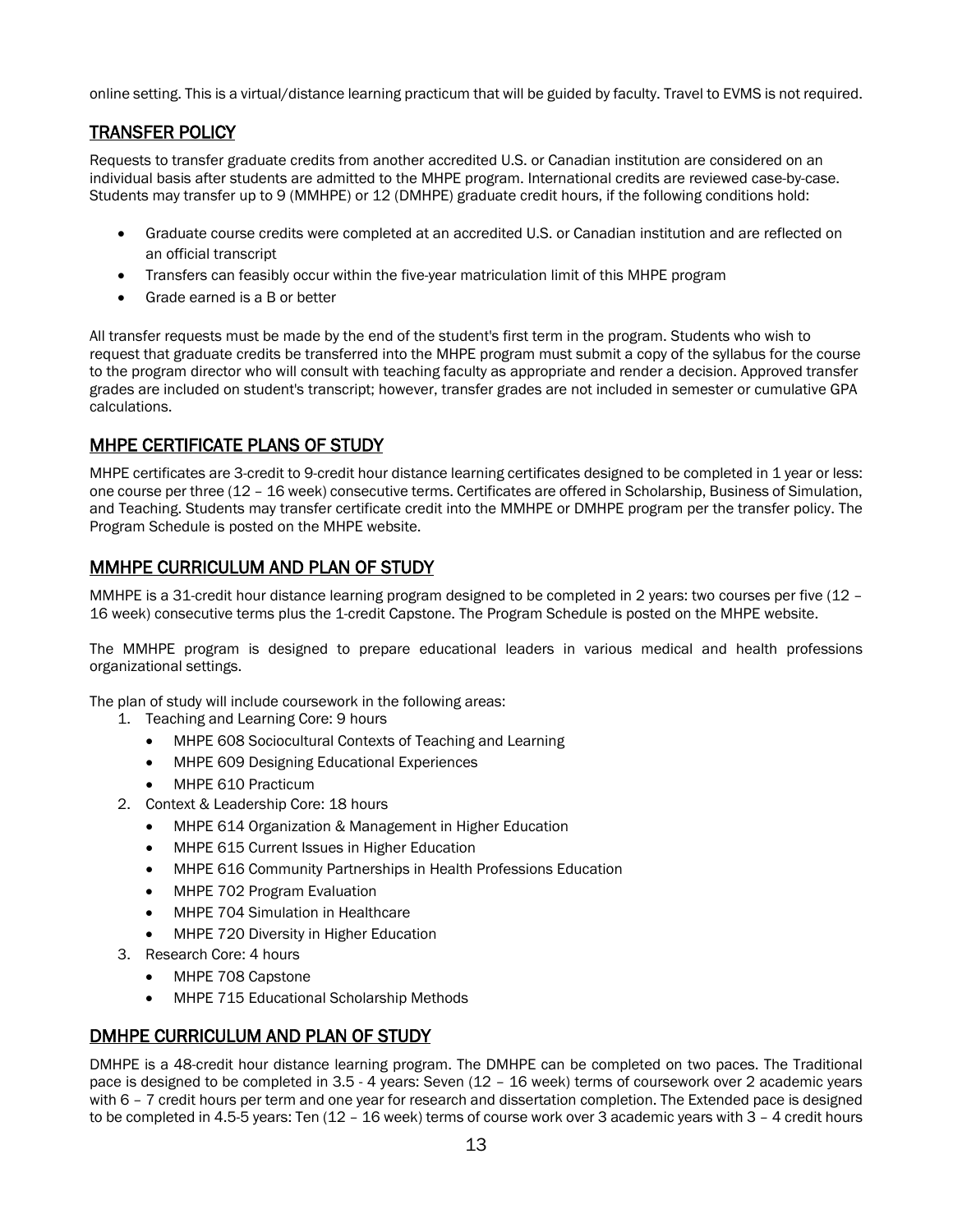online setting. This is a virtual/distance learning practicum that will be guided by faculty. Travel to EVMS is not required.

## TRANSFER POLICY

Requests to transfer graduate credits from another accredited U.S. or Canadian institution are considered on an individual basis after students are admitted to the MHPE program. International credits are reviewed case-by-case. Students may transfer up to 9 (MMHPE) or 12 (DMHPE) graduate credit hours, if the following conditions hold:

- Graduate course credits were completed at an accredited U.S. or Canadian institution and are reflected on an official transcript
- Transfers can feasibly occur within the five-year matriculation limit of this MHPE program
- Grade earned is a B or better

All transfer requests must be made by the end of the student's first term in the program. Students who wish to request that graduate credits be transferred into the MHPE program must submit a copy of the syllabus for the course to the program director who will consult with teaching faculty as appropriate and render a decision. Approved transfer grades are included on student's transcript; however, transfer grades are not included in semester or cumulative GPA calculations.

## MHPE CERTIFICATE PLANS OF STUDY

MHPE certificates are 3-credit to 9-credit hour distance learning certificates designed to be completed in 1 year or less: one course per three (12 – 16 week) consecutive terms. Certificates are offered in Scholarship, Business of Simulation, and Teaching. Students may transfer certificate credit into the MMHPE or DMHPE program per the transfer policy. The Program Schedule is posted on the MHPE website.

## MMHPE CURRICULUM AND PLAN OF STUDY

MMHPE is a 31-credit hour distance learning program designed to be completed in 2 years: two courses per five (12 – 16 week) consecutive terms plus the 1-credit Capstone. The Program Schedule is posted on the MHPE website.

The MMHPE program is designed to prepare educational leaders in various medical and health professions organizational settings.

The plan of study will include coursework in the following areas:

1. Teaching and Learning Core: 9 hours
   - MHPE 608 Sociocultural Contexts of Teaching and Learning
   - MHPE 609 Designing Educational Experiences
   - MHPE 610 Practicum
2. Context & Leadership Core: 18 hours
   - MHPE 614 Organization & Management in Higher Education
   - MHPE 615 Current Issues in Higher Education
   - MHPE 616 Community Partnerships in Health Professions Education
   - MHPE 702 Program Evaluation
   - MHPE 704 Simulation in Healthcare
   - MHPE 720 Diversity in Higher Education
3. Research Core: 4 hours
   - MHPE 708 Capstone
   - MHPE 715 Educational Scholarship Methods

## DMHPE CURRICULUM AND PLAN OF STUDY

DMHPE is a 48-credit hour distance learning program. The DMHPE can be completed on two paces. The Traditional pace is designed to be completed in 3.5 - 4 years: Seven (12 – 16 week) terms of coursework over 2 academic years with 6 – 7 credit hours per term and one year for research and dissertation completion. The Extended pace is designed to be completed in 4.5-5 years: Ten (12 – 16 week) terms of course work over 3 academic years with 3 – 4 credit hours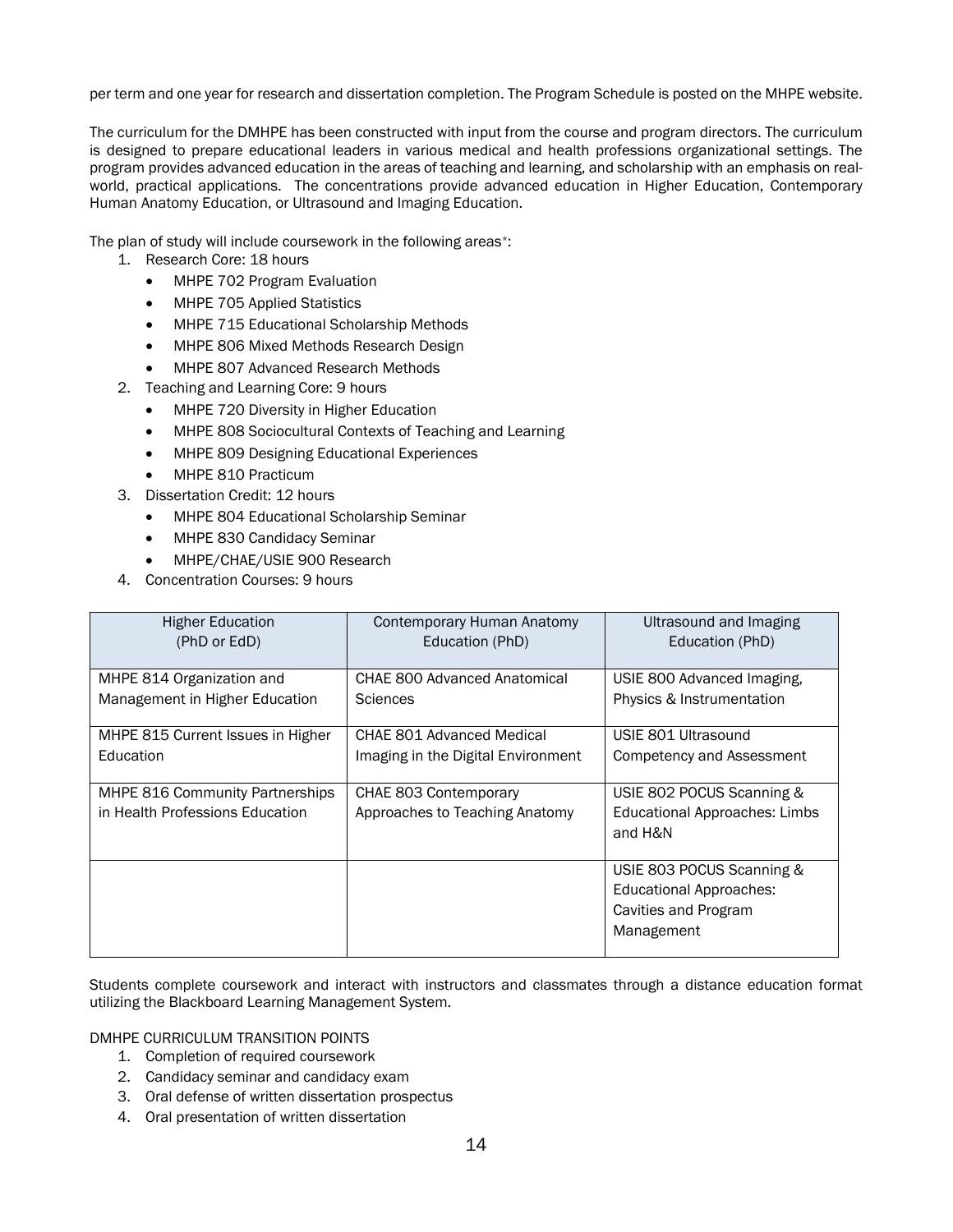per term and one year for research and dissertation completion. The Program Schedule is posted on the MHPE website.

The curriculum for the DMHPE has been constructed with input from the course and program directors. The curriculum is designed to prepare educational leaders in various medical and health professions organizational settings. The program provides advanced education in the areas of teaching and learning, and scholarship with an emphasis on real-world, practical applications. The concentrations provide advanced education in Higher Education, Contemporary Human Anatomy Education, or Ultrasound and Imaging Education.

The plan of study will include coursework in the following areas*:

1. Research Core: 18 hours
   - MHPE 702 Program Evaluation
   - MHPE 705 Applied Statistics
   - MHPE 715 Educational Scholarship Methods
   - MHPE 806 Mixed Methods Research Design
   - MHPE 807 Advanced Research Methods
2. Teaching and Learning Core: 9 hours
   - MHPE 720 Diversity in Higher Education
   - MHPE 808 Sociocultural Contexts of Teaching and Learning
   - MHPE 809 Designing Educational Experiences
   - MHPE 810 Practicum
3. Dissertation Credit: 12 hours
   - MHPE 804 Educational Scholarship Seminar
   - MHPE 830 Candidacy Seminar
   - MHPE/CHAE/USIE 900 Research
4. Concentration Courses: 9 hours

| Higher Education (PhD or EdD) | Contemporary Human Anatomy Education (PhD) | Ultrasound and Imaging Education (PhD) |
|---|---|---|
| MHPE 814 Organization and Management in Higher Education | CHAE 800 Advanced Anatomical Sciences | USIE 800 Advanced Imaging, Physics & Instrumentation |
| MHPE 815 Current Issues in Higher Education | CHAE 801 Advanced Medical Imaging in the Digital Environment | USIE 801 Ultrasound Competency and Assessment |
| MHPE 816 Community Partnerships in Health Professions Education | CHAE 803 Contemporary Approaches to Teaching Anatomy | USIE 802 POCUS Scanning & Educational Approaches: Limbs and H&N |
| | | USIE 803 POCUS Scanning & Educational Approaches: Cavities and Program Management |

Students complete coursework and interact with instructors and classmates through a distance education format utilizing the Blackboard Learning Management System.

DMHPE CURRICULUM TRANSITION POINTS

1. Completion of required coursework
2. Candidacy seminar and candidacy exam
3. Oral defense of written dissertation prospectus
4. Oral presentation of written dissertation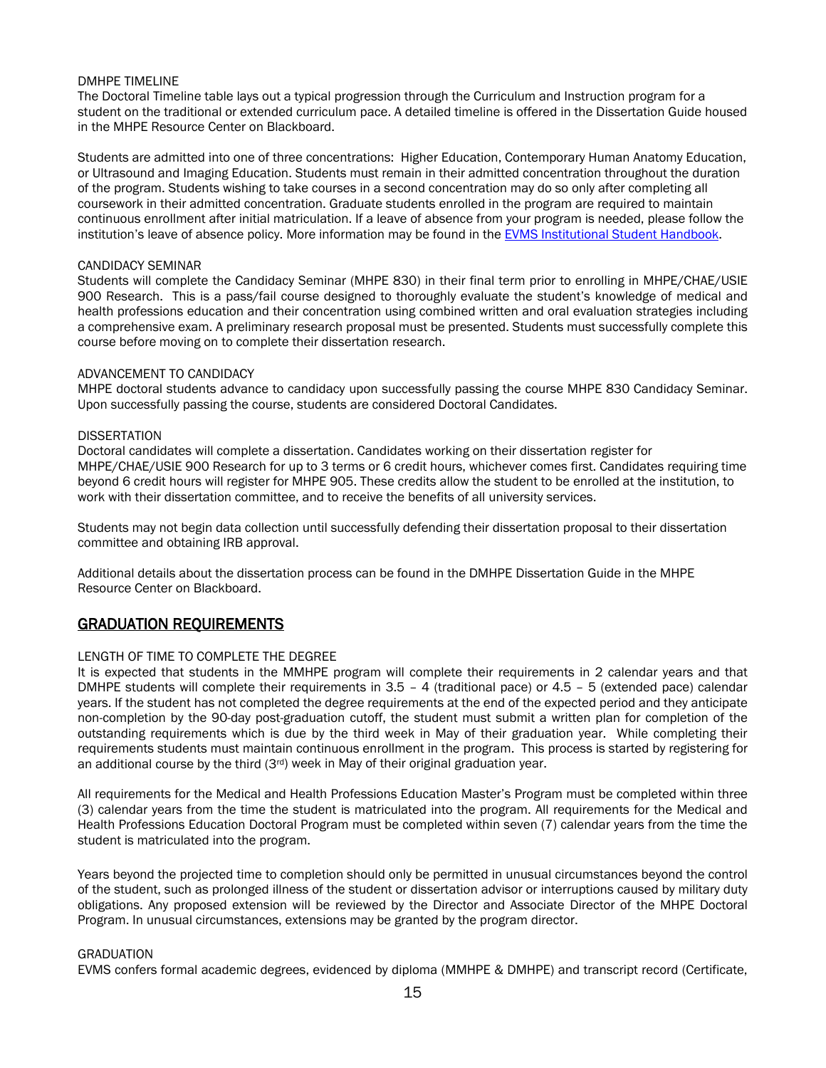DMHPE TIMELINE

The Doctoral Timeline table lays out a typical progression through the Curriculum and Instruction program for a student on the traditional or extended curriculum pace. A detailed timeline is offered in the Dissertation Guide housed in the MHPE Resource Center on Blackboard.

Students are admitted into one of three concentrations: Higher Education, Contemporary Human Anatomy Education, or Ultrasound and Imaging Education. Students must remain in their admitted concentration throughout the duration of the program. Students wishing to take courses in a second concentration may do so only after completing all coursework in their admitted concentration. Graduate students enrolled in the program are required to maintain continuous enrollment after initial matriculation. If a leave of absence from your program is needed, please follow the institution's leave of absence policy. More information may be found in the [EVMS Institutional Student Handbook](EVMS Institutional Student Handbook).

CANDIDACY SEMINAR

Students will complete the Candidacy Seminar (MHPE 830) in their final term prior to enrolling in MHPE/CHAE/USIE 900 Research. This is a pass/fail course designed to thoroughly evaluate the student's knowledge of medical and health professions education and their concentration using combined written and oral evaluation strategies including a comprehensive exam. A preliminary research proposal must be presented. Students must successfully complete this course before moving on to complete their dissertation research.

ADVANCEMENT TO CANDIDACY

MHPE doctoral students advance to candidacy upon successfully passing the course MHPE 830 Candidacy Seminar. Upon successfully passing the course, students are considered Doctoral Candidates.

DISSERTATION

Doctoral candidates will complete a dissertation. Candidates working on their dissertation register for MHPE/CHAE/USIE 900 Research for up to 3 terms or 6 credit hours, whichever comes first. Candidates requiring time beyond 6 credit hours will register for MHPE 905. These credits allow the student to be enrolled at the institution, to work with their dissertation committee, and to receive the benefits of all university services.

Students may not begin data collection until successfully defending their dissertation proposal to their dissertation committee and obtaining IRB approval.

Additional details about the dissertation process can be found in the DMHPE Dissertation Guide in the MHPE Resource Center on Blackboard.

## GRADUATION REQUIREMENTS

LENGTH OF TIME TO COMPLETE THE DEGREE

It is expected that students in the MMHPE program will complete their requirements in 2 calendar years and that DMHPE students will complete their requirements in 3.5 – 4 (traditional pace) or 4.5 – 5 (extended pace) calendar years. If the student has not completed the degree requirements at the end of the expected period and they anticipate non-completion by the 90-day post-graduation cutoff, the student must submit a written plan for completion of the outstanding requirements which is due by the third week in May of their graduation year. While completing their requirements students must maintain continuous enrollment in the program. This process is started by registering for an additional course by the third (3rd) week in May of their original graduation year.

All requirements for the Medical and Health Professions Education Master's Program must be completed within three (3) calendar years from the time the student is matriculated into the program. All requirements for the Medical and Health Professions Education Doctoral Program must be completed within seven (7) calendar years from the time the student is matriculated into the program.

Years beyond the projected time to completion should only be permitted in unusual circumstances beyond the control of the student, such as prolonged illness of the student or dissertation advisor or interruptions caused by military duty obligations. Any proposed extension will be reviewed by the Director and Associate Director of the MHPE Doctoral Program. In unusual circumstances, extensions may be granted by the program director.

GRADUATION

EVMS confers formal academic degrees, evidenced by diploma (MMHPE & DMHPE) and transcript record (Certificate,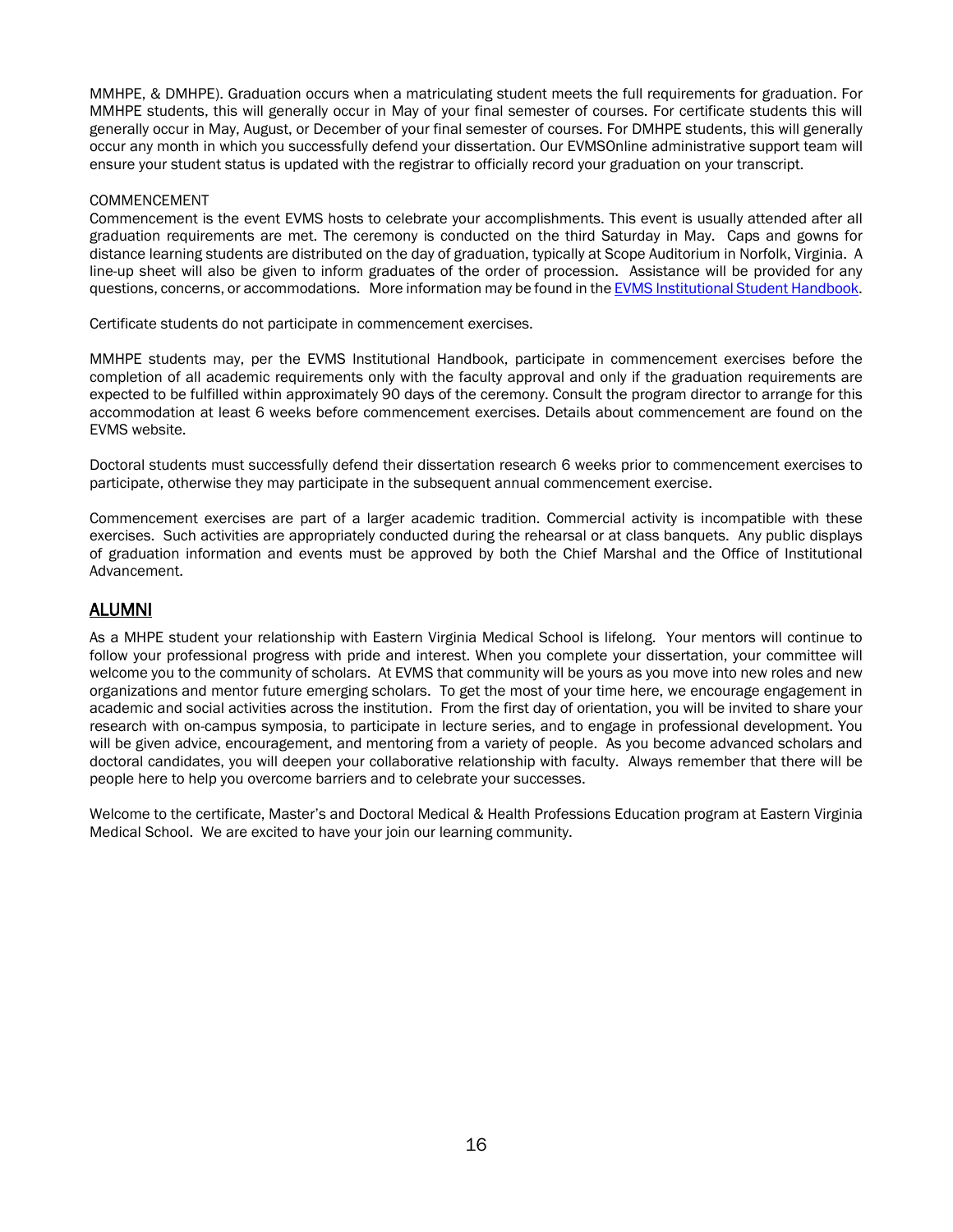MMHPE, & DMHPE). Graduation occurs when a matriculating student meets the full requirements for graduation. For MMHPE students, this will generally occur in May of your final semester of courses. For certificate students this will generally occur in May, August, or December of your final semester of courses. For DMHPE students, this will generally occur any month in which you successfully defend your dissertation. Our EVMSOnline administrative support team will ensure your student status is updated with the registrar to officially record your graduation on your transcript.

COMMENCEMENT

Commencement is the event EVMS hosts to celebrate your accomplishments. This event is usually attended after all graduation requirements are met. The ceremony is conducted on the third Saturday in May. Caps and gowns for distance learning students are distributed on the day of graduation, typically at Scope Auditorium in Norfolk, Virginia. A line-up sheet will also be given to inform graduates of the order of procession. Assistance will be provided for any questions, concerns, or accommodations. More information may be found in the EVMS Institutional Student Handbook.

Certificate students do not participate in commencement exercises.

MMHPE students may, per the EVMS Institutional Handbook, participate in commencement exercises before the completion of all academic requirements only with the faculty approval and only if the graduation requirements are expected to be fulfilled within approximately 90 days of the ceremony. Consult the program director to arrange for this accommodation at least 6 weeks before commencement exercises. Details about commencement are found on the EVMS website.

Doctoral students must successfully defend their dissertation research 6 weeks prior to commencement exercises to participate, otherwise they may participate in the subsequent annual commencement exercise.

Commencement exercises are part of a larger academic tradition. Commercial activity is incompatible with these exercises. Such activities are appropriately conducted during the rehearsal or at class banquets. Any public displays of graduation information and events must be approved by both the Chief Marshal and the Office of Institutional Advancement.

## ALUMNI

As a MHPE student your relationship with Eastern Virginia Medical School is lifelong. Your mentors will continue to follow your professional progress with pride and interest. When you complete your dissertation, your committee will welcome you to the community of scholars. At EVMS that community will be yours as you move into new roles and new organizations and mentor future emerging scholars. To get the most of your time here, we encourage engagement in academic and social activities across the institution. From the first day of orientation, you will be invited to share your research with on-campus symposia, to participate in lecture series, and to engage in professional development. You will be given advice, encouragement, and mentoring from a variety of people. As you become advanced scholars and doctoral candidates, you will deepen your collaborative relationship with faculty. Always remember that there will be people here to help you overcome barriers and to celebrate your successes.

Welcome to the certificate, Master's and Doctoral Medical & Health Professions Education program at Eastern Virginia Medical School. We are excited to have your join our learning community.